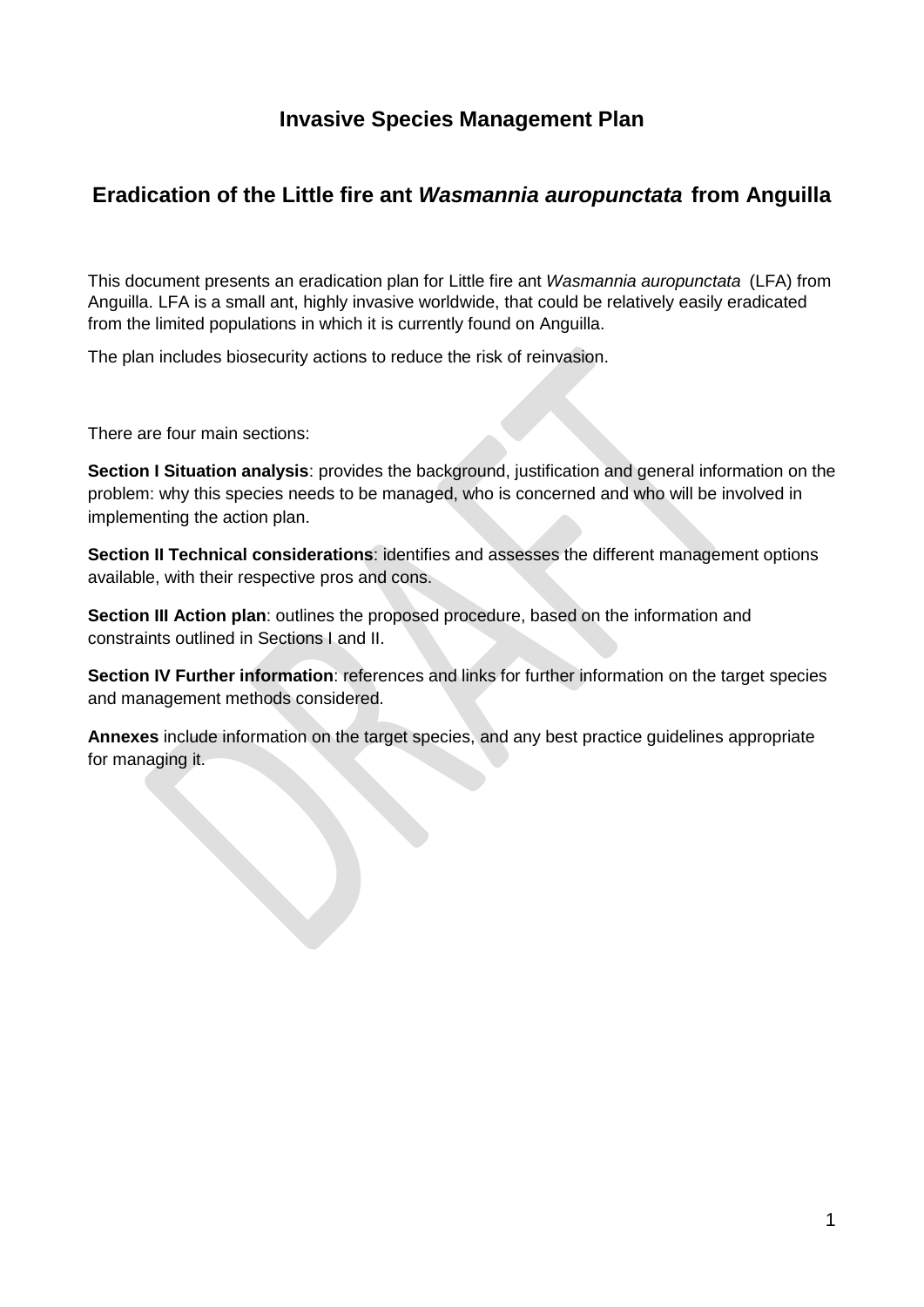# Invasive Species Management Plan

## Eradication of the Little fire ant *Wasmannia auropunctata* from Anguilla

This document presents an eradication plan for Little fire ant *Wasmannia auropunctata* (LFA) from Anguilla. LFA is a small ant, highly invasive worldwide, that could be relatively easily eradicated from the limited populations in which it is currently found on Anguilla.

The plan includes biosecurity actions to reduce the risk of reinvasion.

There are four main sections:

**Section I Situation analysis**: provides the background, justification and general information on the problem: why this species needs to be managed, who is concerned and who will be involved in implementing the action plan.

**Section II Technical considerations**: identifies and assesses the different management options available, with their respective pros and cons.

**Section III Action plan**: outlines the proposed procedure, based on the information and constraints outlined in Sections I and II.

**Section IV Further information**: references and links for further information on the target species and management methods considered.

**Annexes** include information on the target species, and any best practice guidelines appropriate for managing it.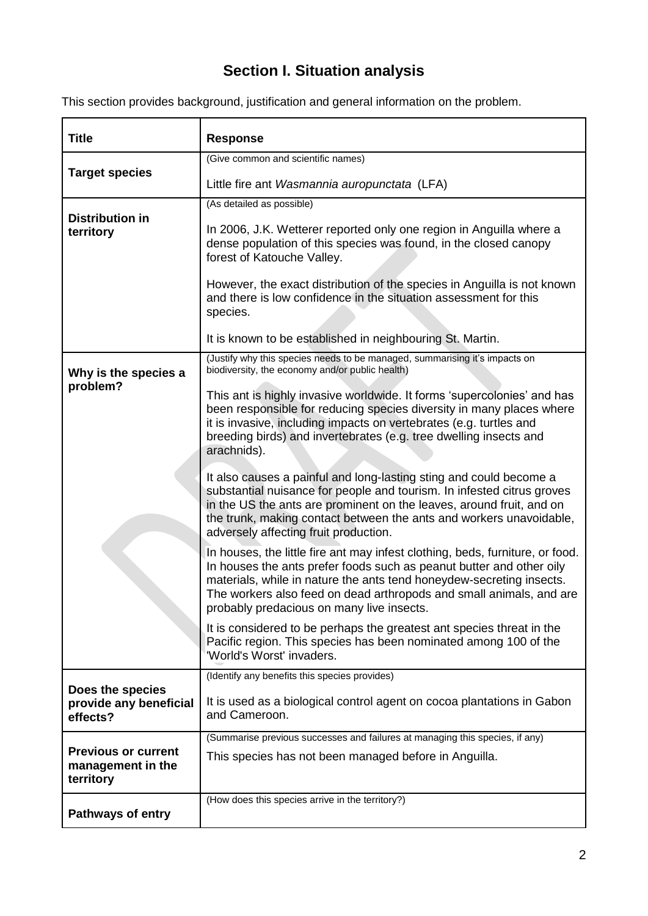# Section I. Situation analysis

This section provides background, justification and general information on the problem.

| Title | Response |
|---|---|
| **Target species** | (Give common and scientific names)<br><br>Little fire ant *Wasmannia auropunctata* (LFA) |
| **Distribution in territory** | (As detailed as possible)<br><br>In 2006, J.K. Wetterer reported only one region in Anguilla where a dense population of this species was found, in the closed canopy forest of Katouche Valley.<br><br>However, the exact distribution of the species in Anguilla is not known and there is low confidence in the situation assessment for this species.<br><br>It is known to be established in neighbouring St. Martin. |
| **Why is the species a problem?** | (Justify why this species needs to be managed, summarising it's impacts on biodiversity, the economy and/or public health)<br><br>This ant is highly invasive worldwide. It forms 'supercolonies' and has been responsible for reducing species diversity in many places where it is invasive, including impacts on vertebrates (e.g. turtles and breeding birds) and invertebrates (e.g. tree dwelling insects and arachnids).<br><br>It also causes a painful and long-lasting sting and could become a substantial nuisance for people and tourism. In infested citrus groves in the US the ants are prominent on the leaves, around fruit, and on the trunk, making contact between the ants and workers unavoidable, adversely affecting fruit production.<br><br>In houses, the little fire ant may infest clothing, beds, furniture, or food. In houses the ants prefer foods such as peanut butter and other oily materials, while in nature the ants tend honeydew-secreting insects. The workers also feed on dead arthropods and small animals, and are probably predacious on many live insects.<br><br>It is considered to be perhaps the greatest ant species threat in the Pacific region. This species has been nominated among 100 of the 'World's Worst' invaders. |
| **Does the species provide any beneficial effects?** | (Identify any benefits this species provides)<br><br>It is used as a biological control agent on cocoa plantations in Gabon and Cameroon. |
| **Previous or current management in the territory** | (Summarise previous successes and failures at managing this species, if any)<br><br>This species has not been managed before in Anguilla. |
| **Pathways of entry** | (How does this species arrive in the territory?) |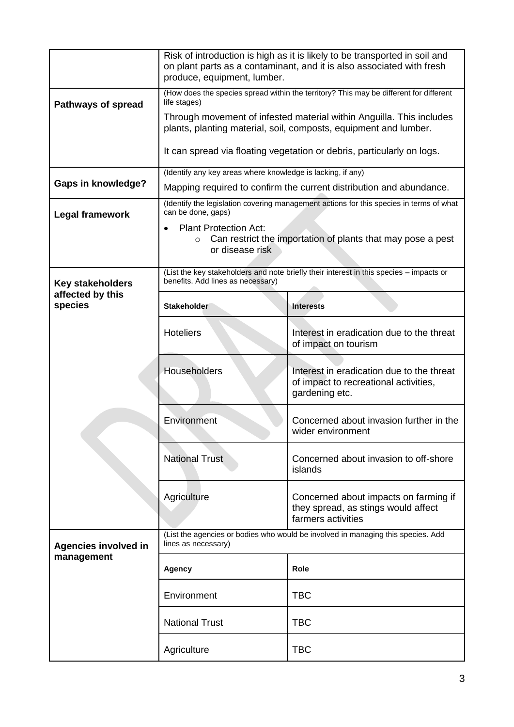| | |
|---|---|
| | Risk of introduction is high as it is likely to be transported in soil and on plant parts as a contaminant, and it is also associated with fresh produce, equipment, lumber. |
| **Pathways of spread** | (How does the species spread within the territory? This may be different for different life stages)<br><br>Through movement of infested material within Anguilla. This includes plants, planting material, soil, composts, equipment and lumber.<br><br>It can spread via floating vegetation or debris, particularly on logs. |
| **Gaps in knowledge?** | (Identify any key areas where knowledge is lacking, if any)<br><br>Mapping required to confirm the current distribution and abundance. |
| **Legal framework** | (Identify the legislation covering management actions for this species in terms of what can be done, gaps)<br><br>• Plant Protection Act:<br>&nbsp;&nbsp;&nbsp;&nbsp;○ Can restrict the importation of plants that may pose a pest or disease risk |

**Key stakeholders affected by this species**

(List the key stakeholders and note briefly their interest in this species – impacts or benefits. Add lines as necessary)

| Stakeholder | Interests |
|---|---|
| Hoteliers | Interest in eradication due to the threat of impact on tourism |
| Householders | Interest in eradication due to the threat of impact to recreational activities, gardening etc. |
| Environment | Concerned about invasion further in the wider environment |
| National Trust | Concerned about invasion to off-shore islands |
| Agriculture | Concerned about impacts on farming if they spread, as stings would affect farmers activities |

**Agencies involved in management**

(List the agencies or bodies who would be involved in managing this species. Add lines as necessary)

| Agency | Role |
|---|---|
| Environment | TBC |
| National Trust | TBC |
| Agriculture | TBC |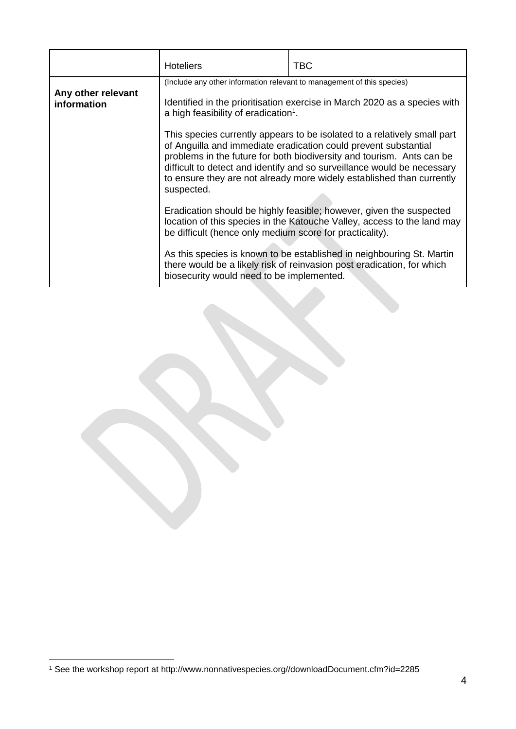| | | |
|---|---|---|
| | Hoteliers | TBC |
| **Any other relevant information** | (Include any other information relevant to management of this species)<br><br>Identified in the prioritisation exercise in March 2020 as a species with a high feasibility of eradication[1].<br><br>This species currently appears to be isolated to a relatively small part of Anguilla and immediate eradication could prevent substantial problems in the future for both biodiversity and tourism. Ants can be difficult to detect and identify and so surveillance would be necessary to ensure they are not already more widely established than currently suspected.<br><br>Eradication should be highly feasible; however, given the suspected location of this species in the Katouche Valley, access to the land may be difficult (hence only medium score for practicality).<br><br>As this species is known to be established in neighbouring St. Martin there would be a likely risk of reinvasion post eradication, for which biosecurity would need to be implemented. | |

[1] See the workshop report at http://www.nonnativespecies.org//downloadDocument.cfm?id=2285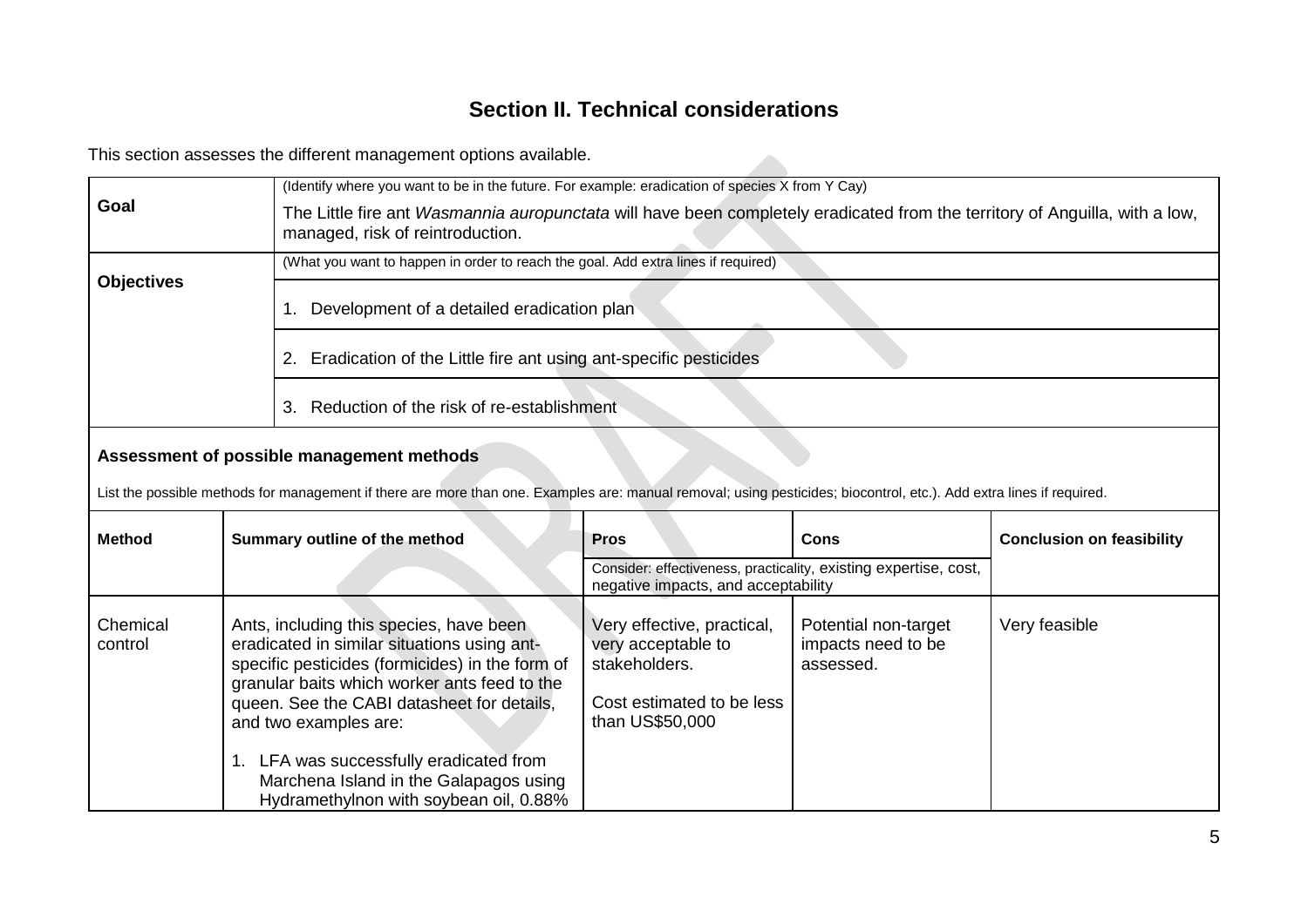## Section II. Technical considerations

This section assesses the different management options available.

| **Goal** | (Identify where you want to be in the future. For example: eradication of species X from Y Cay)<br><br>The Little fire ant *Wasmannia auropunctata* will have been completely eradicated from the territory of Anguilla, with a low, managed, risk of reintroduction. |
|---|---|
| **Objectives** | (What you want to happen in order to reach the goal. Add extra lines if required) |
| | 1. Development of a detailed eradication plan |
| | 2. Eradication of the Little fire ant using ant-specific pesticides |
| | 3. Reduction of the risk of re-establishment |

**Assessment of possible management methods**

List the possible methods for management if there are more than one. Examples are: manual removal; using pesticides; biocontrol, etc.). Add extra lines if required.

| **Method** | **Summary outline of the method** | **Pros** | **Cons** | **Conclusion on feasibility** |
|---|---|---|---|---|
| | | Consider: effectiveness, practicality, existing expertise, cost, negative impacts, and acceptability | | |
| Chemical control | Ants, including this species, have been eradicated in similar situations using ant-specific pesticides (formicides) in the form of granular baits which worker ants feed to the queen. See the CABI datasheet for details, and two examples are:<br><br>1. LFA was successfully eradicated from Marchena Island in the Galapagos using Hydramethylnon with soybean oil, 0.88% | Very effective, practical, very acceptable to stakeholders.<br><br>Cost estimated to be less than US$50,000 | Potential non-target impacts need to be assessed. | Very feasible |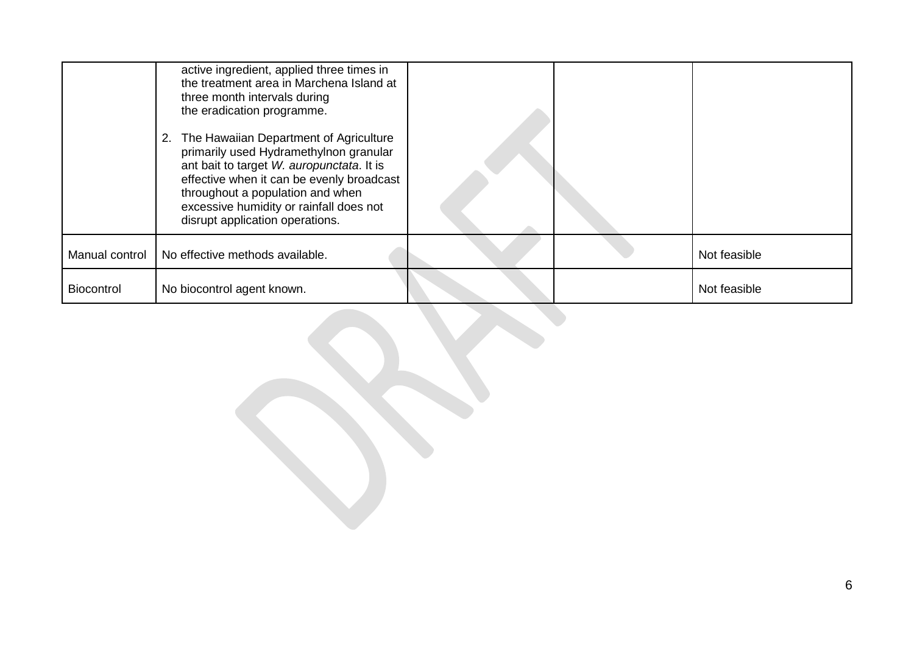| | | | | |
|---|---|---|---|---|
| | active ingredient, applied three times in the treatment area in Marchena Island at three month intervals during the eradication programme.<br><br>2. The Hawaiian Department of Agriculture primarily used Hydramethylnon granular ant bait to target *W. auropunctata*. It is effective when it can be evenly broadcast throughout a population and when excessive humidity or rainfall does not disrupt application operations. | | | |
| Manual control | No effective methods available. | | | Not feasible |
| Biocontrol | No biocontrol agent known. | | | Not feasible |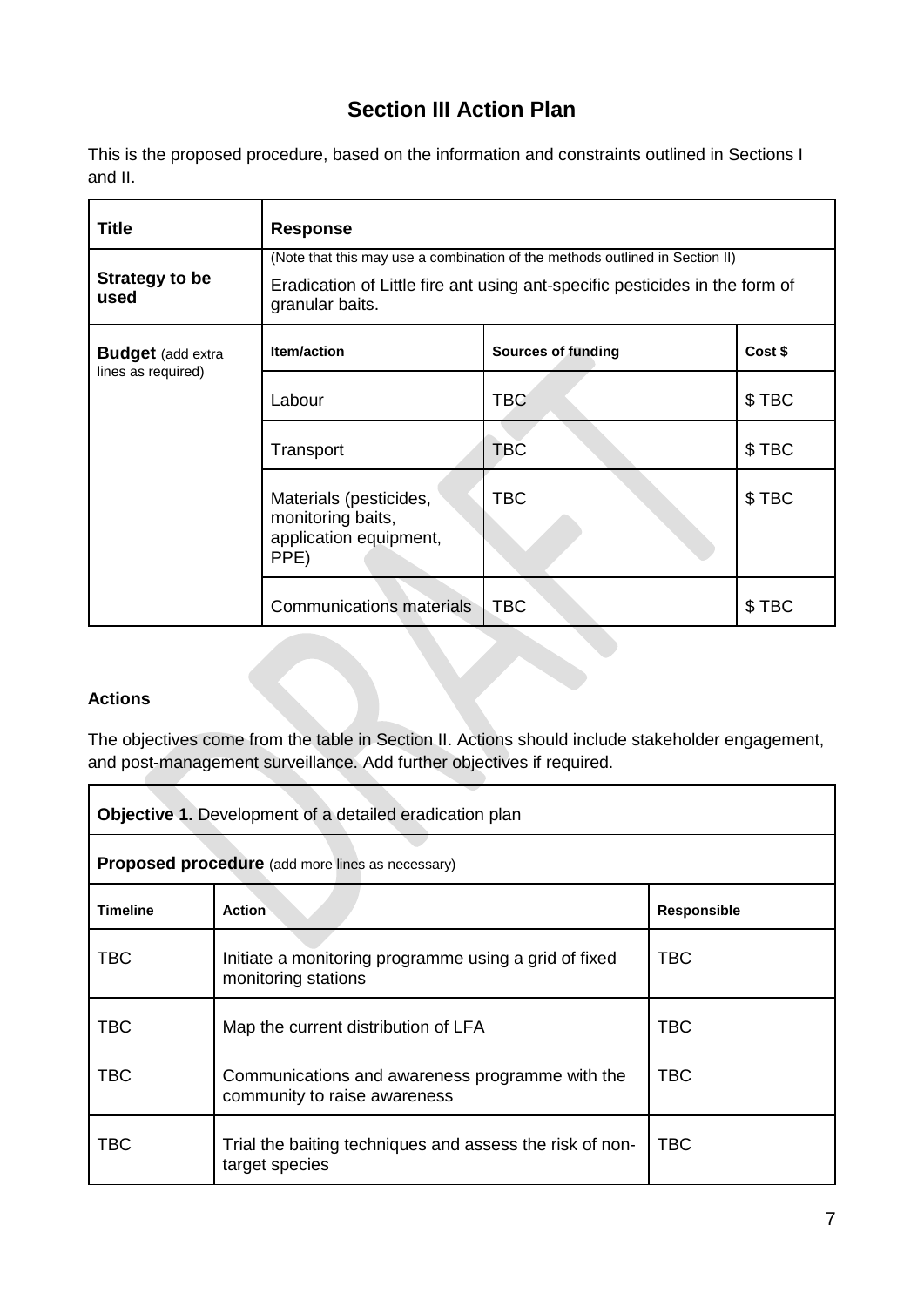# Section III Action Plan

This is the proposed procedure, based on the information and constraints outlined in Sections I and II.

| Title | Response | | |
|---|---|---|---|
| **Strategy to be used** | (Note that this may use a combination of the methods outlined in Section II)<br>Eradication of Little fire ant using ant-specific pesticides in the form of granular baits. | | |
| **Budget** (add extra lines as required) | **Item/action** | **Sources of funding** | **Cost $** |
| | Labour | TBC | $ TBC |
| | Transport | TBC | $ TBC |
| | Materials (pesticides, monitoring baits, application equipment, PPE) | TBC | $ TBC |
| | Communications materials | TBC | $ TBC |

**Actions**

The objectives come from the table in Section II. Actions should include stakeholder engagement, and post-management surveillance. Add further objectives if required.

| **Objective 1.** Development of a detailed eradication plan | | |
|---|---|---|
| **Proposed procedure** (add more lines as necessary) | | |
| **Timeline** | **Action** | **Responsible** |
| TBC | Initiate a monitoring programme using a grid of fixed monitoring stations | TBC |
| TBC | Map the current distribution of LFA | TBC |
| TBC | Communications and awareness programme with the community to raise awareness | TBC |
| TBC | Trial the baiting techniques and assess the risk of non-target species | TBC |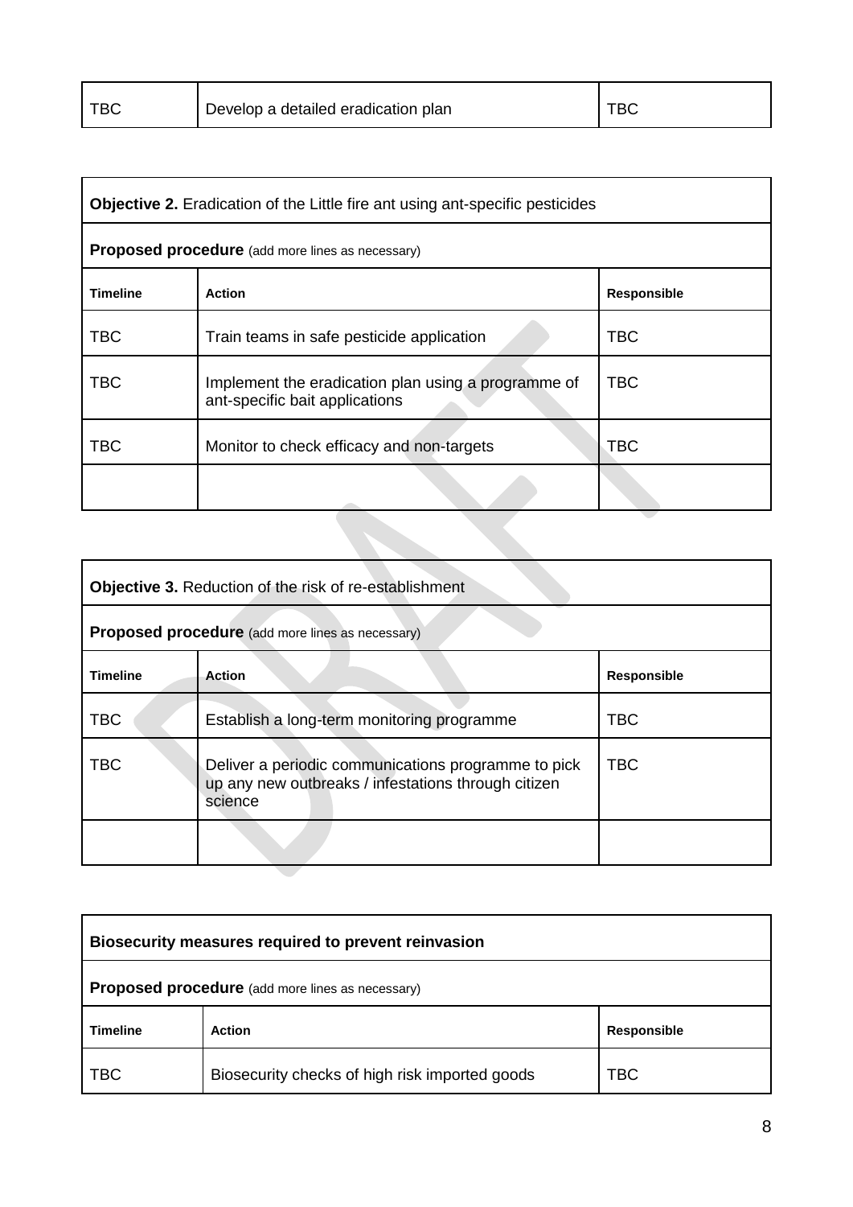| TBC | Develop a detailed eradication plan | TBC |
|---|---|---|

| **Objective 2.** Eradication of the Little fire ant using ant-specific pesticides | | |
|---|---|---|
| **Proposed procedure** (add more lines as necessary) | | |
| **Timeline** | **Action** | **Responsible** |
| TBC | Train teams in safe pesticide application | TBC |
| TBC | Implement the eradication plan using a programme of ant-specific bait applications | TBC |
| TBC | Monitor to check efficacy and non-targets | TBC |
| | | |

| **Objective 3.** Reduction of the risk of re-establishment | | |
|---|---|---|
| **Proposed procedure** (add more lines as necessary) | | |
| **Timeline** | **Action** | **Responsible** |
| TBC | Establish a long-term monitoring programme | TBC |
| TBC | Deliver a periodic communications programme to pick up any new outbreaks / infestations through citizen science | TBC |
| | | |

| **Biosecurity measures required to prevent reinvasion** | | |
|---|---|---|
| **Proposed procedure** (add more lines as necessary) | | |
| **Timeline** | **Action** | **Responsible** |
| TBC | Biosecurity checks of high risk imported goods | TBC |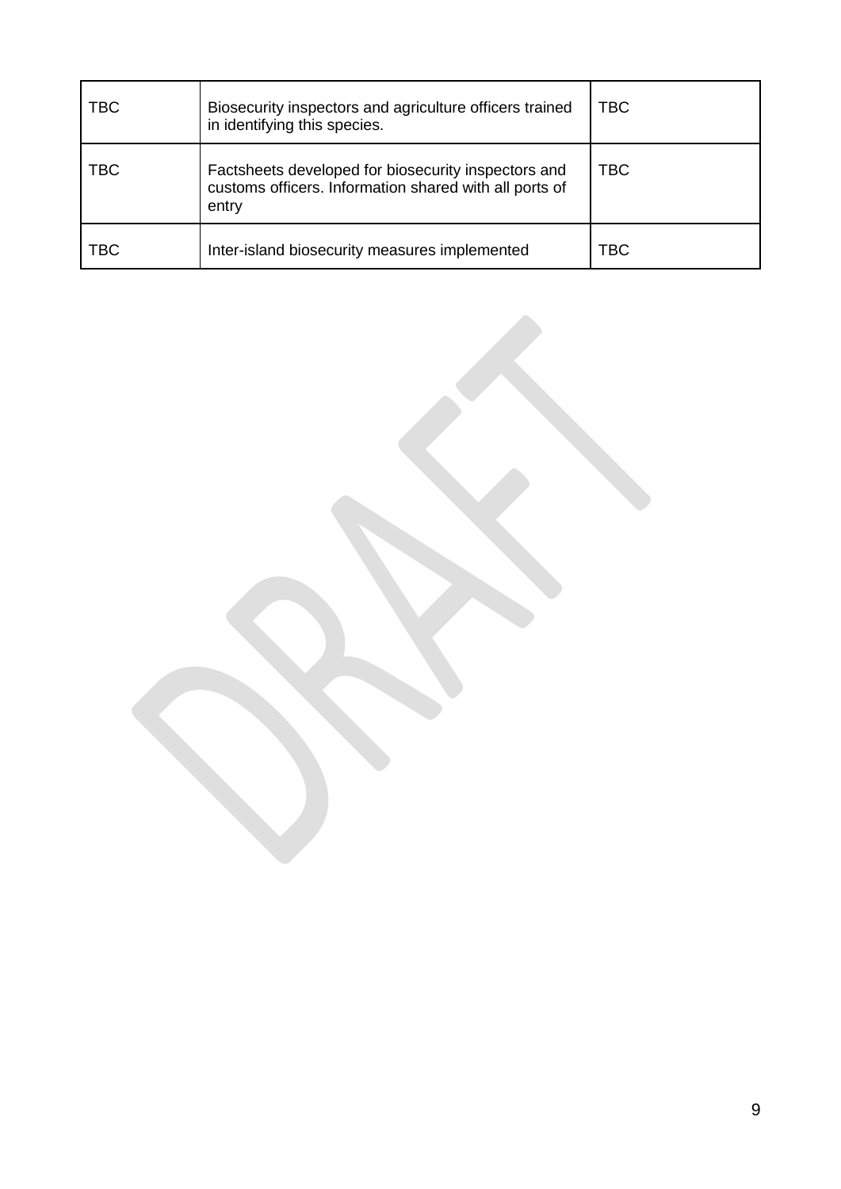| | | |
|---|---|---|
| TBC | Biosecurity inspectors and agriculture officers trained in identifying this species. | TBC |
| TBC | Factsheets developed for biosecurity inspectors and customs officers. Information shared with all ports of entry | TBC |
| TBC | Inter-island biosecurity measures implemented | TBC |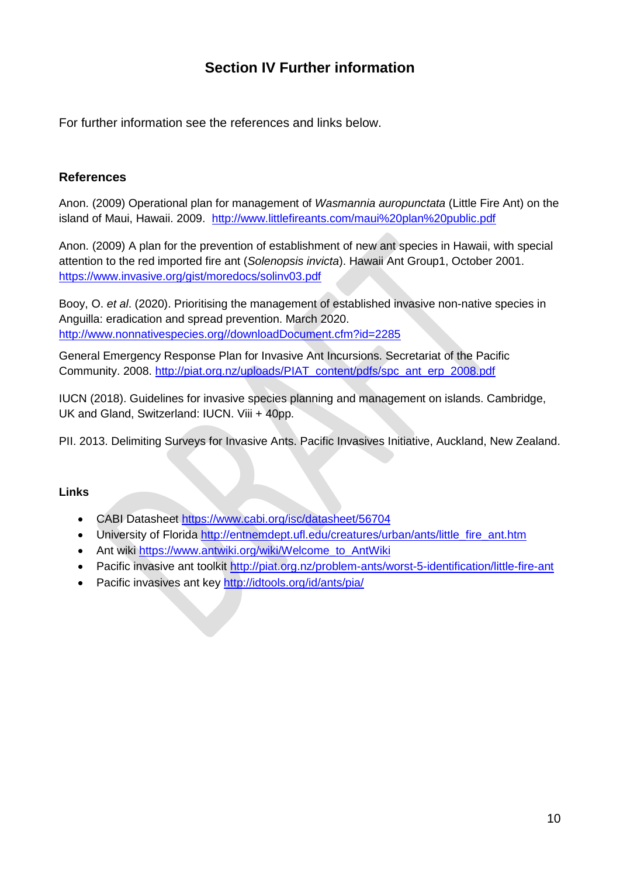# Section IV Further information

For further information see the references and links below.

### References

Anon. (2009) Operational plan for management of *Wasmannia auropunctata* (Little Fire Ant) on the island of Maui, Hawaii. 2009. http://www.littlefireants.com/maui%20plan%20public.pdf

Anon. (2009) A plan for the prevention of establishment of new ant species in Hawaii, with special attention to the red imported fire ant (*Solenopsis invicta*). Hawaii Ant Group1, October 2001. https://www.invasive.org/gist/moredocs/solinv03.pdf

Booy, O. *et al*. (2020). Prioritising the management of established invasive non-native species in Anguilla: eradication and spread prevention. March 2020. http://www.nonnativespecies.org//downloadDocument.cfm?id=2285

General Emergency Response Plan for Invasive Ant Incursions. Secretariat of the Pacific Community. 2008. http://piat.org.nz/uploads/PIAT_content/pdfs/spc_ant_erp_2008.pdf

IUCN (2018). Guidelines for invasive species planning and management on islands. Cambridge, UK and Gland, Switzerland: IUCN. Viii + 40pp.

PII. 2013. Delimiting Surveys for Invasive Ants. Pacific Invasives Initiative, Auckland, New Zealand.

### Links

- CABI Datasheet https://www.cabi.org/isc/datasheet/56704
- University of Florida http://entnemdept.ufl.edu/creatures/urban/ants/little_fire_ant.htm
- Ant wiki https://www.antwiki.org/wiki/Welcome_to_AntWiki
- Pacific invasive ant toolkit http://piat.org.nz/problem-ants/worst-5-identification/little-fire-ant
- Pacific invasives ant key http://idtools.org/id/ants/pia/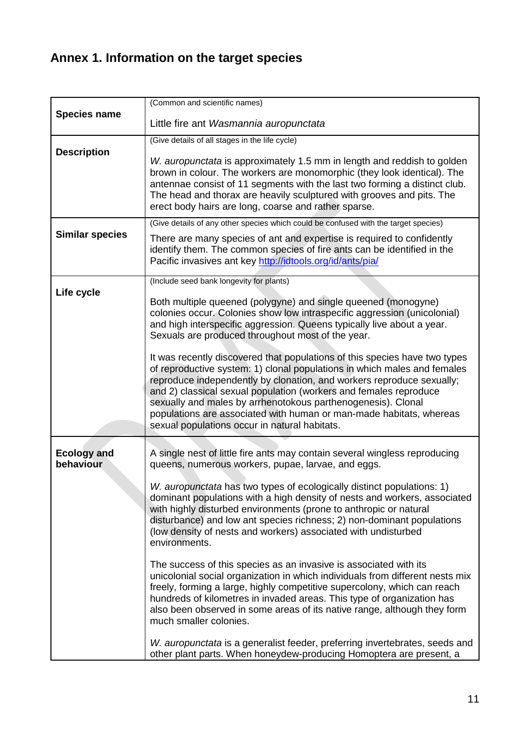# Annex 1. Information on the target species

| | |
|---|---|
| **Species name** | (Common and scientific names)<br><br>Little fire ant *Wasmannia auropunctata* |
| **Description** | (Give details of all stages in the life cycle)<br><br>*W. auropunctata* is approximately 1.5 mm in length and reddish to golden brown in colour. The workers are monomorphic (they look identical). The antennae consist of 11 segments with the last two forming a distinct club. The head and thorax are heavily sculptured with grooves and pits. The erect body hairs are long, coarse and rather sparse. |
| **Similar species** | (Give details of any other species which could be confused with the target species)<br><br>There are many species of ant and expertise is required to confidently identify them. The common species of fire ants can be identified in the Pacific invasives ant key [http://idtools.org/id/ants/pia/](http://idtools.org/id/ants/pia/) |
| **Life cycle** | (Include seed bank longevity for plants)<br><br>Both multiple queened (polygyne) and single queened (monogyne) colonies occur. Colonies show low intraspecific aggression (unicolonial) and high interspecific aggression. Queens typically live about a year. Sexuals are produced throughout most of the year.<br><br>It was recently discovered that populations of this species have two types of reproductive system: 1) clonal populations in which males and females reproduce independently by clonation, and workers reproduce sexually; and 2) classical sexual population (workers and females reproduce sexually and males by arrhenotokous parthenogenesis). Clonal populations are associated with human or man-made habitats, whereas sexual populations occur in natural habitats. |
| **Ecology and behaviour** | A single nest of little fire ants may contain several wingless reproducing queens, numerous workers, pupae, larvae, and eggs.<br><br>*W. auropunctata* has two types of ecologically distinct populations: 1) dominant populations with a high density of nests and workers, associated with highly disturbed environments (prone to anthropic or natural disturbance) and low ant species richness; 2) non-dominant populations (low density of nests and workers) associated with undisturbed environments.<br><br>The success of this species as an invasive is associated with its unicolonial social organization in which individuals from different nests mix freely, forming a large, highly competitive supercolony, which can reach hundreds of kilometres in invaded areas. This type of organization has also been observed in some areas of its native range, although they form much smaller colonies.<br><br>*W. auropunctata* is a generalist feeder, preferring invertebrates, seeds and other plant parts. When honeydew-producing Homoptera are present, a |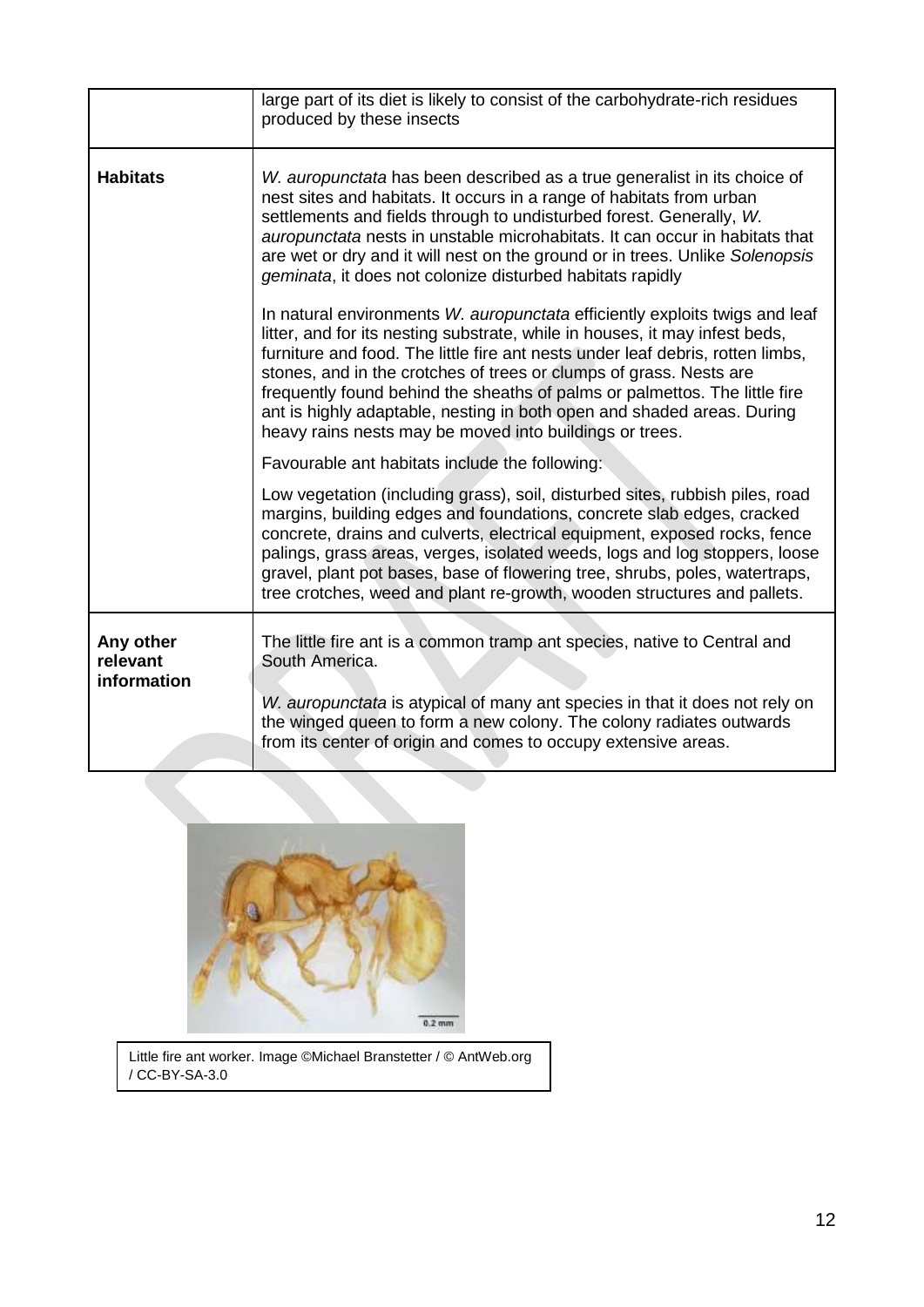|  |  |
| --- | --- |
|  | large part of its diet is likely to consist of the carbohydrate-rich residues produced by these insects |
| **Habitats** | *W. auropunctata* has been described as a true generalist in its choice of nest sites and habitats. It occurs in a range of habitats from urban settlements and fields through to undisturbed forest. Generally, *W. auropunctata* nests in unstable microhabitats. It can occur in habitats that are wet or dry and it will nest on the ground or in trees. Unlike *Solenopsis geminata*, it does not colonize disturbed habitats rapidly<br><br>In natural environments *W. auropunctata* efficiently exploits twigs and leaf litter, and for its nesting substrate, while in houses, it may infest beds, furniture and food. The little fire ant nests under leaf debris, rotten limbs, stones, and in the crotches of trees or clumps of grass. Nests are frequently found behind the sheaths of palms or palmettos. The little fire ant is highly adaptable, nesting in both open and shaded areas. During heavy rains nests may be moved into buildings or trees.<br><br>Favourable ant habitats include the following:<br><br>Low vegetation (including grass), soil, disturbed sites, rubbish piles, road margins, building edges and foundations, concrete slab edges, cracked concrete, drains and culverts, electrical equipment, exposed rocks, fence palings, grass areas, verges, isolated weeds, logs and log stoppers, loose gravel, plant pot bases, base of flowering tree, shrubs, poles, watertraps, tree crotches, weed and plant re-growth, wooden structures and pallets. |
| **Any other relevant information** | The little fire ant is a common tramp ant species, native to Central and South America.<br><br>*W. auropunctata* is atypical of many ant species in that it does not rely on the winged queen to form a new colony. The colony radiates outwards from its center of origin and comes to occupy extensive areas. |

Little fire ant worker. Image ©Michael Branstetter / © AntWeb.org / CC-BY-SA-3.0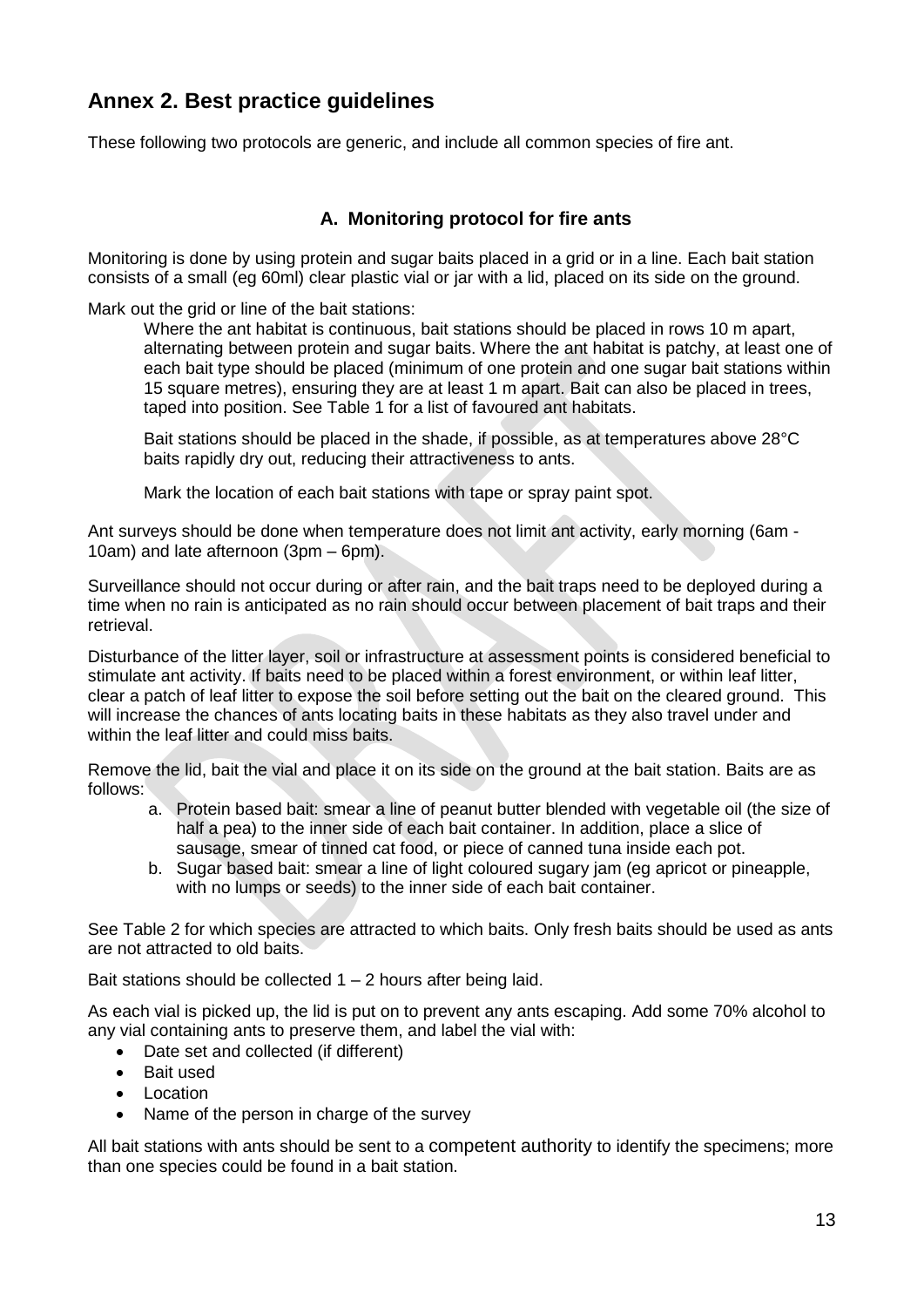## Annex 2. Best practice guidelines

These following two protocols are generic, and include all common species of fire ant.

### A. Monitoring protocol for fire ants

Monitoring is done by using protein and sugar baits placed in a grid or in a line. Each bait station consists of a small (eg 60ml) clear plastic vial or jar with a lid, placed on its side on the ground.

Mark out the grid or line of the bait stations:

> Where the ant habitat is continuous, bait stations should be placed in rows 10 m apart, alternating between protein and sugar baits. Where the ant habitat is patchy, at least one of each bait type should be placed (minimum of one protein and one sugar bait stations within 15 square metres), ensuring they are at least 1 m apart. Bait can also be placed in trees, taped into position. See Table 1 for a list of favoured ant habitats.
>
> Bait stations should be placed in the shade, if possible, as at temperatures above 28°C baits rapidly dry out, reducing their attractiveness to ants.
>
> Mark the location of each bait stations with tape or spray paint spot.

Ant surveys should be done when temperature does not limit ant activity, early morning (6am - 10am) and late afternoon (3pm – 6pm).

Surveillance should not occur during or after rain, and the bait traps need to be deployed during a time when no rain is anticipated as no rain should occur between placement of bait traps and their retrieval.

Disturbance of the litter layer, soil or infrastructure at assessment points is considered beneficial to stimulate ant activity. If baits need to be placed within a forest environment, or within leaf litter, clear a patch of leaf litter to expose the soil before setting out the bait on the cleared ground. This will increase the chances of ants locating baits in these habitats as they also travel under and within the leaf litter and could miss baits.

Remove the lid, bait the vial and place it on its side on the ground at the bait station. Baits are as follows:

a. Protein based bait: smear a line of peanut butter blended with vegetable oil (the size of half a pea) to the inner side of each bait container. In addition, place a slice of sausage, smear of tinned cat food, or piece of canned tuna inside each pot.
b. Sugar based bait: smear a line of light coloured sugary jam (eg apricot or pineapple, with no lumps or seeds) to the inner side of each bait container.

See Table 2 for which species are attracted to which baits. Only fresh baits should be used as ants are not attracted to old baits.

Bait stations should be collected 1 – 2 hours after being laid.

As each vial is picked up, the lid is put on to prevent any ants escaping. Add some 70% alcohol to any vial containing ants to preserve them, and label the vial with:

- Date set and collected (if different)
- Bait used
- Location
- Name of the person in charge of the survey

All bait stations with ants should be sent to a competent authority to identify the specimens; more than one species could be found in a bait station.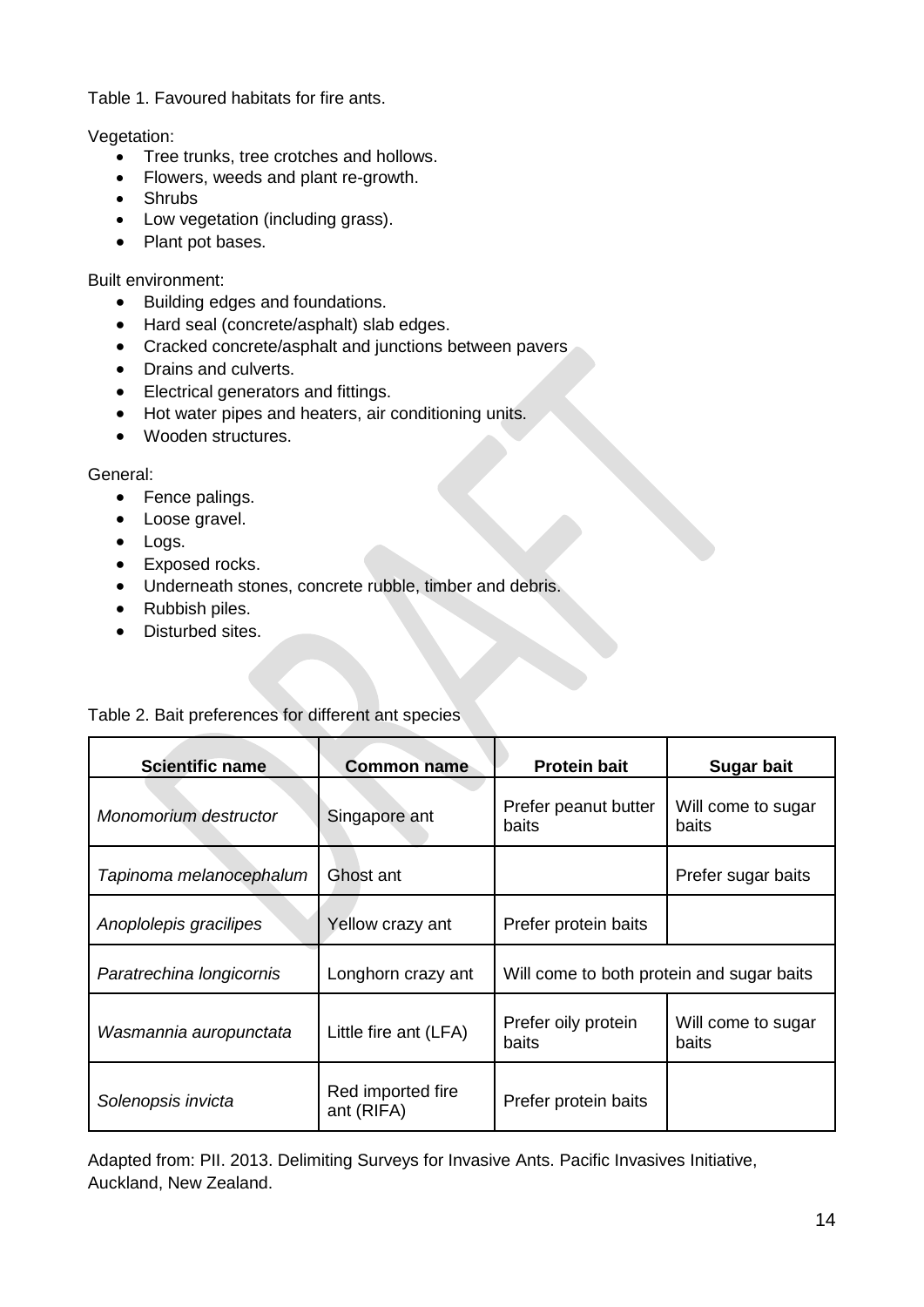Table 1. Favoured habitats for fire ants.

Vegetation:

- Tree trunks, tree crotches and hollows.
- Flowers, weeds and plant re-growth.
- Shrubs
- Low vegetation (including grass).
- Plant pot bases.

Built environment:

- Building edges and foundations.
- Hard seal (concrete/asphalt) slab edges.
- Cracked concrete/asphalt and junctions between pavers
- Drains and culverts.
- Electrical generators and fittings.
- Hot water pipes and heaters, air conditioning units.
- Wooden structures.

General:

- Fence palings.
- Loose gravel.
- Logs.
- Exposed rocks.
- Underneath stones, concrete rubble, timber and debris.
- Rubbish piles.
- Disturbed sites.

Table 2. Bait preferences for different ant species

| Scientific name | Common name | Protein bait | Sugar bait |
|---|---|---|---|
| *Monomorium destructor* | Singapore ant | Prefer peanut butter baits | Will come to sugar baits |
| *Tapinoma melanocephalum* | Ghost ant | | Prefer sugar baits |
| *Anoplolepis gracilipes* | Yellow crazy ant | Prefer protein baits | |
| *Paratrechina longicornis* | Longhorn crazy ant | Will come to both protein and sugar baits | |
| *Wasmannia auropunctata* | Little fire ant (LFA) | Prefer oily protein baits | Will come to sugar baits |
| *Solenopsis invicta* | Red imported fire ant (RIFA) | Prefer protein baits | |

Adapted from: PII. 2013. Delimiting Surveys for Invasive Ants. Pacific Invasives Initiative, Auckland, New Zealand.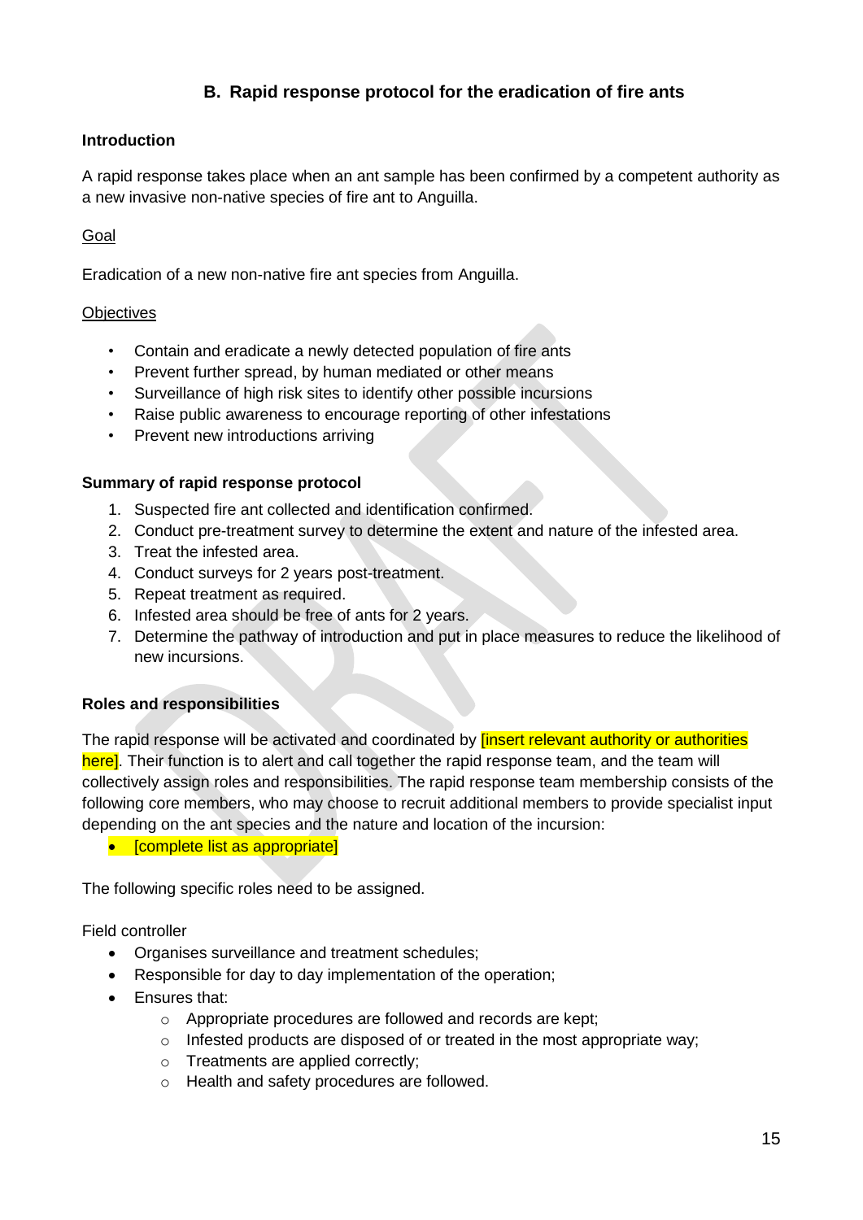## B. Rapid response protocol for the eradication of fire ants

### Introduction

A rapid response takes place when an ant sample has been confirmed by a competent authority as a new invasive non-native species of fire ant to Anguilla.

Goal

Eradication of a new non-native fire ant species from Anguilla.

Objectives

- Contain and eradicate a newly detected population of fire ants
- Prevent further spread, by human mediated or other means
- Surveillance of high risk sites to identify other possible incursions
- Raise public awareness to encourage reporting of other infestations
- Prevent new introductions arriving

### Summary of rapid response protocol

1. Suspected fire ant collected and identification confirmed.
2. Conduct pre-treatment survey to determine the extent and nature of the infested area.
3. Treat the infested area.
4. Conduct surveys for 2 years post-treatment.
5. Repeat treatment as required.
6. Infested area should be free of ants for 2 years.
7. Determine the pathway of introduction and put in place measures to reduce the likelihood of new incursions.

### Roles and responsibilities

The rapid response will be activated and coordinated by [insert relevant authority or authorities here]. Their function is to alert and call together the rapid response team, and the team will collectively assign roles and responsibilities. The rapid response team membership consists of the following core members, who may choose to recruit additional members to provide specialist input depending on the ant species and the nature and location of the incursion:

- [complete list as appropriate]

The following specific roles need to be assigned.

Field controller

- Organises surveillance and treatment schedules;
- Responsible for day to day implementation of the operation;
- Ensures that:
  - Appropriate procedures are followed and records are kept;
  - Infested products are disposed of or treated in the most appropriate way;
  - Treatments are applied correctly;
  - Health and safety procedures are followed.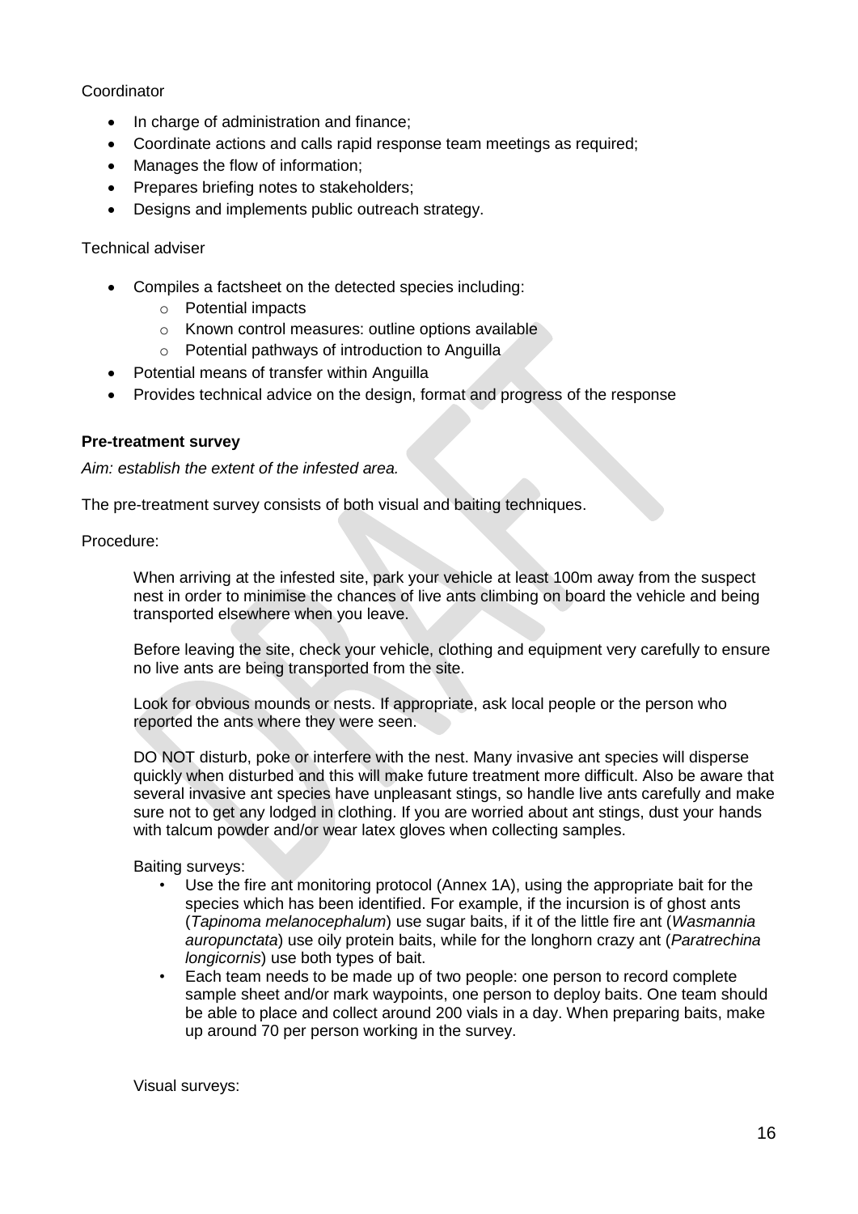Coordinator

- In charge of administration and finance;
- Coordinate actions and calls rapid response team meetings as required;
- Manages the flow of information;
- Prepares briefing notes to stakeholders;
- Designs and implements public outreach strategy.

Technical adviser

- Compiles a factsheet on the detected species including:
  - Potential impacts
  - Known control measures: outline options available
  - Potential pathways of introduction to Anguilla
- Potential means of transfer within Anguilla
- Provides technical advice on the design, format and progress of the response

**Pre-treatment survey**

*Aim: establish the extent of the infested area.*

The pre-treatment survey consists of both visual and baiting techniques.

Procedure:

When arriving at the infested site, park your vehicle at least 100m away from the suspect nest in order to minimise the chances of live ants climbing on board the vehicle and being transported elsewhere when you leave.

Before leaving the site, check your vehicle, clothing and equipment very carefully to ensure no live ants are being transported from the site.

Look for obvious mounds or nests. If appropriate, ask local people or the person who reported the ants where they were seen.

DO NOT disturb, poke or interfere with the nest. Many invasive ant species will disperse quickly when disturbed and this will make future treatment more difficult. Also be aware that several invasive ant species have unpleasant stings, so handle live ants carefully and make sure not to get any lodged in clothing. If you are worried about ant stings, dust your hands with talcum powder and/or wear latex gloves when collecting samples.

Baiting surveys:

- Use the fire ant monitoring protocol (Annex 1A), using the appropriate bait for the species which has been identified. For example, if the incursion is of ghost ants (*Tapinoma melanocephalum*) use sugar baits, if it of the little fire ant (*Wasmannia auropunctata*) use oily protein baits, while for the longhorn crazy ant (*Paratrechina longicornis*) use both types of bait.
- Each team needs to be made up of two people: one person to record complete sample sheet and/or mark waypoints, one person to deploy baits. One team should be able to place and collect around 200 vials in a day. When preparing baits, make up around 70 per person working in the survey.

Visual surveys: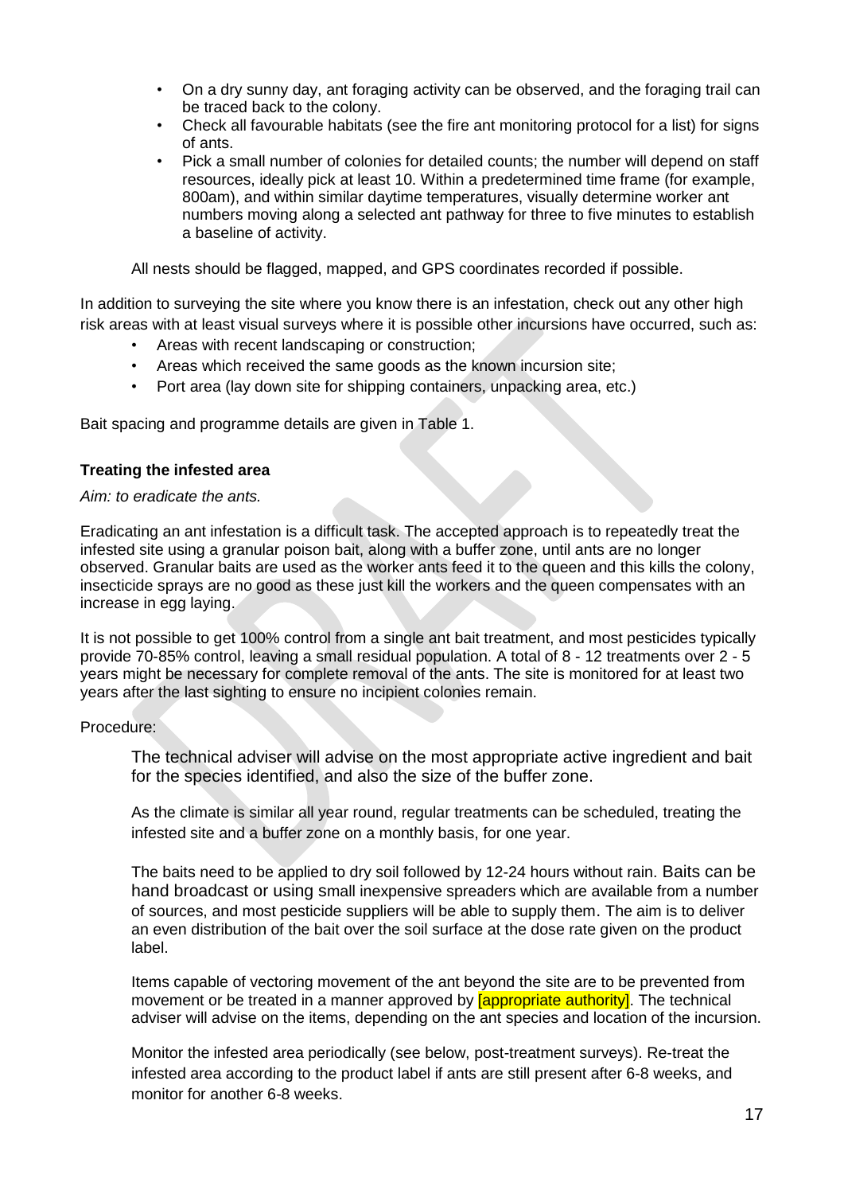- On a dry sunny day, ant foraging activity can be observed, and the foraging trail can be traced back to the colony.
- Check all favourable habitats (see the fire ant monitoring protocol for a list) for signs of ants.
- Pick a small number of colonies for detailed counts; the number will depend on staff resources, ideally pick at least 10. Within a predetermined time frame (for example, 800am), and within similar daytime temperatures, visually determine worker ant numbers moving along a selected ant pathway for three to five minutes to establish a baseline of activity.

All nests should be flagged, mapped, and GPS coordinates recorded if possible.

In addition to surveying the site where you know there is an infestation, check out any other high risk areas with at least visual surveys where it is possible other incursions have occurred, such as:

- Areas with recent landscaping or construction;
- Areas which received the same goods as the known incursion site;
- Port area (lay down site for shipping containers, unpacking area, etc.)

Bait spacing and programme details are given in Table 1.

**Treating the infested area**

*Aim: to eradicate the ants.*

Eradicating an ant infestation is a difficult task. The accepted approach is to repeatedly treat the infested site using a granular poison bait, along with a buffer zone, until ants are no longer observed. Granular baits are used as the worker ants feed it to the queen and this kills the colony, insecticide sprays are no good as these just kill the workers and the queen compensates with an increase in egg laying.

It is not possible to get 100% control from a single ant bait treatment, and most pesticides typically provide 70-85% control, leaving a small residual population. A total of 8 - 12 treatments over 2 - 5 years might be necessary for complete removal of the ants. The site is monitored for at least two years after the last sighting to ensure no incipient colonies remain.

Procedure:

The technical adviser will advise on the most appropriate active ingredient and bait for the species identified, and also the size of the buffer zone.

As the climate is similar all year round, regular treatments can be scheduled, treating the infested site and a buffer zone on a monthly basis, for one year.

The baits need to be applied to dry soil followed by 12-24 hours without rain. Baits can be hand broadcast or using small inexpensive spreaders which are available from a number of sources, and most pesticide suppliers will be able to supply them. The aim is to deliver an even distribution of the bait over the soil surface at the dose rate given on the product label.

Items capable of vectoring movement of the ant beyond the site are to be prevented from movement or be treated in a manner approved by [appropriate authority]. The technical adviser will advise on the items, depending on the ant species and location of the incursion.

Monitor the infested area periodically (see below, post-treatment surveys). Re-treat the infested area according to the product label if ants are still present after 6-8 weeks, and monitor for another 6-8 weeks.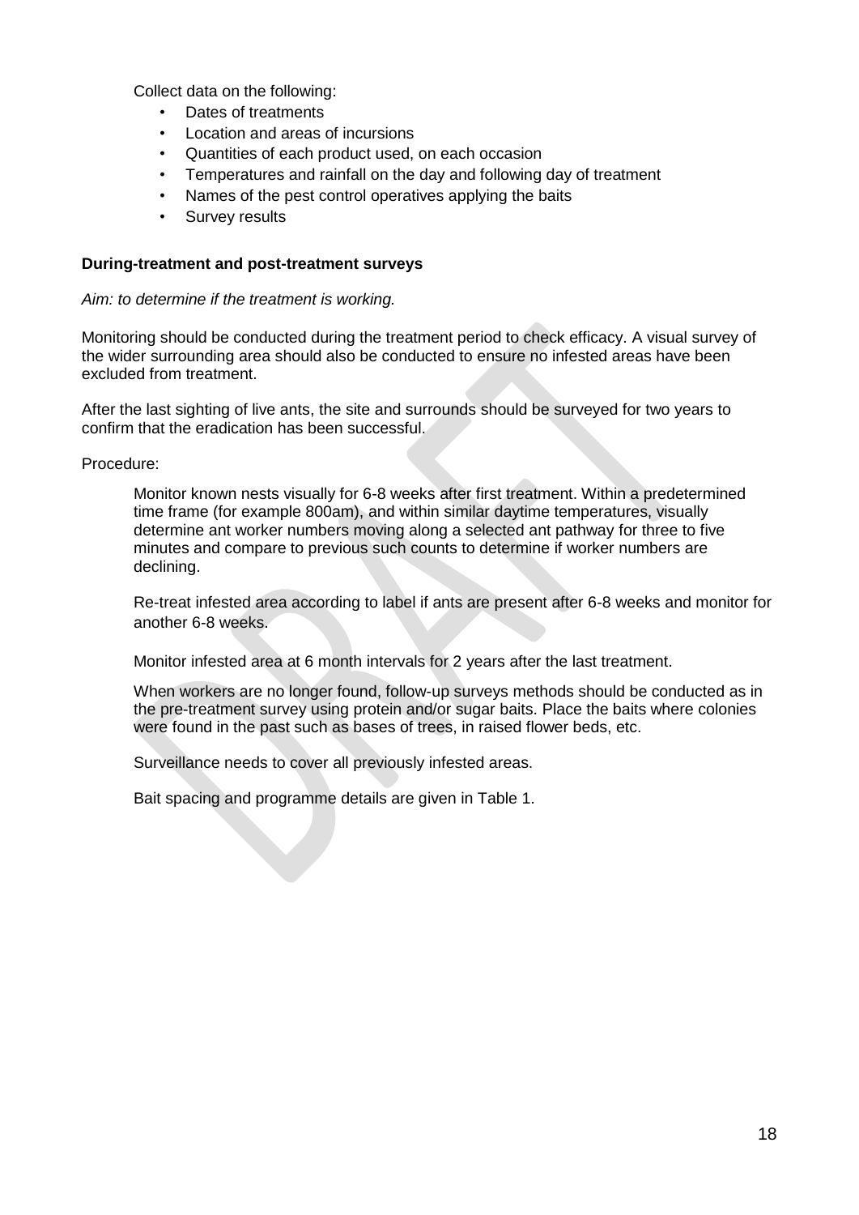Collect data on the following:

- Dates of treatments
- Location and areas of incursions
- Quantities of each product used, on each occasion
- Temperatures and rainfall on the day and following day of treatment
- Names of the pest control operatives applying the baits
- Survey results

**During-treatment and post-treatment surveys**

*Aim: to determine if the treatment is working.*

Monitoring should be conducted during the treatment period to check efficacy. A visual survey of the wider surrounding area should also be conducted to ensure no infested areas have been excluded from treatment.

After the last sighting of live ants, the site and surrounds should be surveyed for two years to confirm that the eradication has been successful.

Procedure:

Monitor known nests visually for 6-8 weeks after first treatment. Within a predetermined time frame (for example 800am), and within similar daytime temperatures, visually determine ant worker numbers moving along a selected ant pathway for three to five minutes and compare to previous such counts to determine if worker numbers are declining.

Re-treat infested area according to label if ants are present after 6-8 weeks and monitor for another 6-8 weeks.

Monitor infested area at 6 month intervals for 2 years after the last treatment.

When workers are no longer found, follow-up surveys methods should be conducted as in the pre-treatment survey using protein and/or sugar baits. Place the baits where colonies were found in the past such as bases of trees, in raised flower beds, etc.

Surveillance needs to cover all previously infested areas.

Bait spacing and programme details are given in Table 1.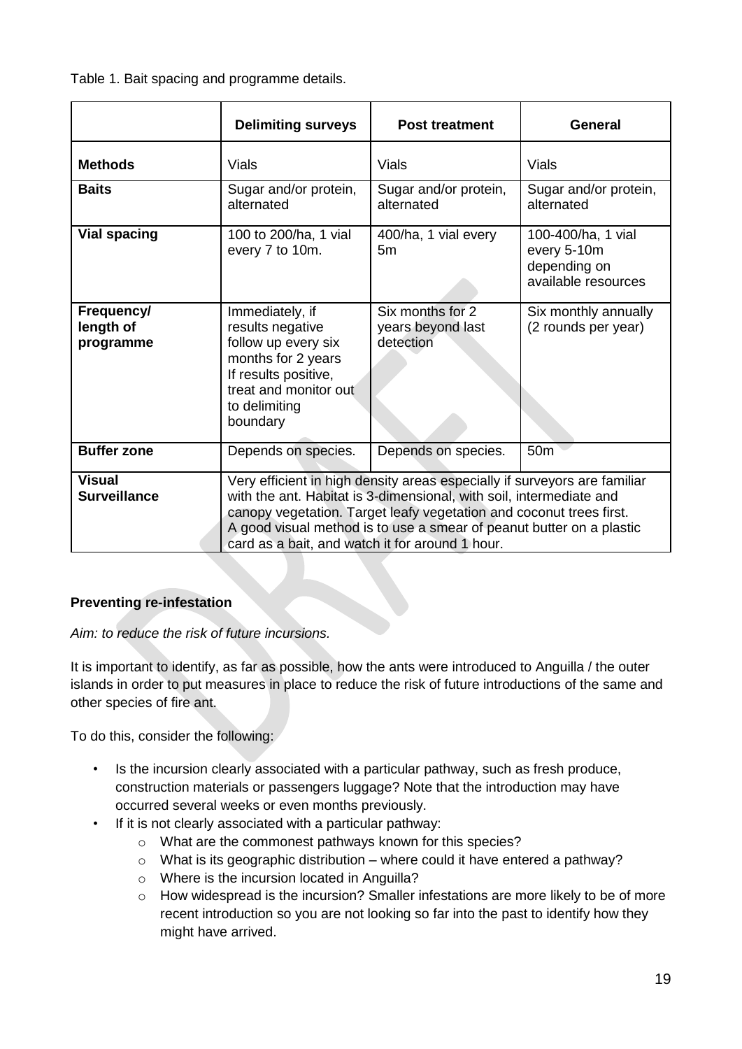Table 1. Bait spacing and programme details.

| | **Delimiting surveys** | **Post treatment** | **General** |
|---|---|---|---|
| **Methods** | Vials | Vials | Vials |
| **Baits** | Sugar and/or protein, alternated | Sugar and/or protein, alternated | Sugar and/or protein, alternated |
| **Vial spacing** | 100 to 200/ha, 1 vial every 7 to 10m. | 400/ha, 1 vial every 5m | 100-400/ha, 1 vial every 5-10m depending on available resources |
| **Frequency/ length of programme** | Immediately, if results negative follow up every six months for 2 years If results positive, treat and monitor out to delimiting boundary | Six months for 2 years beyond last detection | Six monthly annually (2 rounds per year) |
| **Buffer zone** | Depends on species. | Depends on species. | 50m |
| **Visual Surveillance** | Very efficient in high density areas especially if surveyors are familiar with the ant. Habitat is 3-dimensional, with soil, intermediate and canopy vegetation. Target leafy vegetation and coconut trees first. A good visual method is to use a smear of peanut butter on a plastic card as a bait, and watch it for around 1 hour. | | |

**Preventing re-infestation**

*Aim: to reduce the risk of future incursions.*

It is important to identify, as far as possible, how the ants were introduced to Anguilla / the outer islands in order to put measures in place to reduce the risk of future introductions of the same and other species of fire ant.

To do this, consider the following:

- Is the incursion clearly associated with a particular pathway, such as fresh produce, construction materials or passengers luggage? Note that the introduction may have occurred several weeks or even months previously.
- If it is not clearly associated with a particular pathway:
  - What are the commonest pathways known for this species?
  - What is its geographic distribution – where could it have entered a pathway?
  - Where is the incursion located in Anguilla?
  - How widespread is the incursion? Smaller infestations are more likely to be of more recent introduction so you are not looking so far into the past to identify how they might have arrived.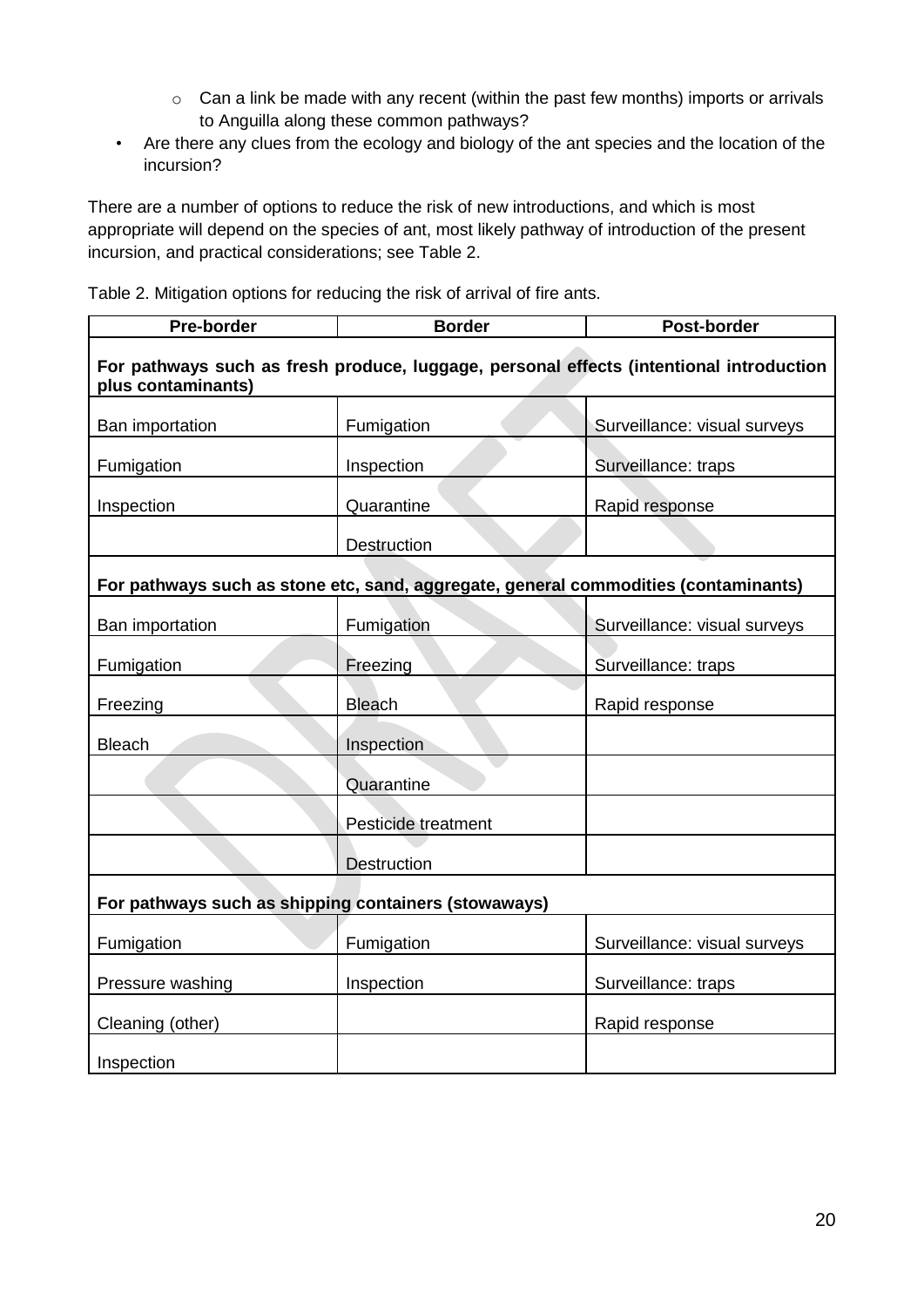- Can a link be made with any recent (within the past few months) imports or arrivals to Anguilla along these common pathways?
- Are there any clues from the ecology and biology of the ant species and the location of the incursion?

There are a number of options to reduce the risk of new introductions, and which is most appropriate will depend on the species of ant, most likely pathway of introduction of the present incursion, and practical considerations; see Table 2.

Table 2. Mitigation options for reducing the risk of arrival of fire ants.

| Pre-border | Border | Post-border |
|---|---|---|
| **For pathways such as fresh produce, luggage, personal effects (intentional introduction plus contaminants)** | | |
| Ban importation | Fumigation | Surveillance: visual surveys |
| Fumigation | Inspection | Surveillance: traps |
| Inspection | Quarantine | Rapid response |
| | Destruction | |
| **For pathways such as stone etc, sand, aggregate, general commodities (contaminants)** | | |
| Ban importation | Fumigation | Surveillance: visual surveys |
| Fumigation | Freezing | Surveillance: traps |
| Freezing | Bleach | Rapid response |
| Bleach | Inspection | |
| | Quarantine | |
| | Pesticide treatment | |
| | Destruction | |
| **For pathways such as shipping containers (stowaways)** | | |
| Fumigation | Fumigation | Surveillance: visual surveys |
| Pressure washing | Inspection | Surveillance: traps |
| Cleaning (other) | | Rapid response |
| Inspection | | |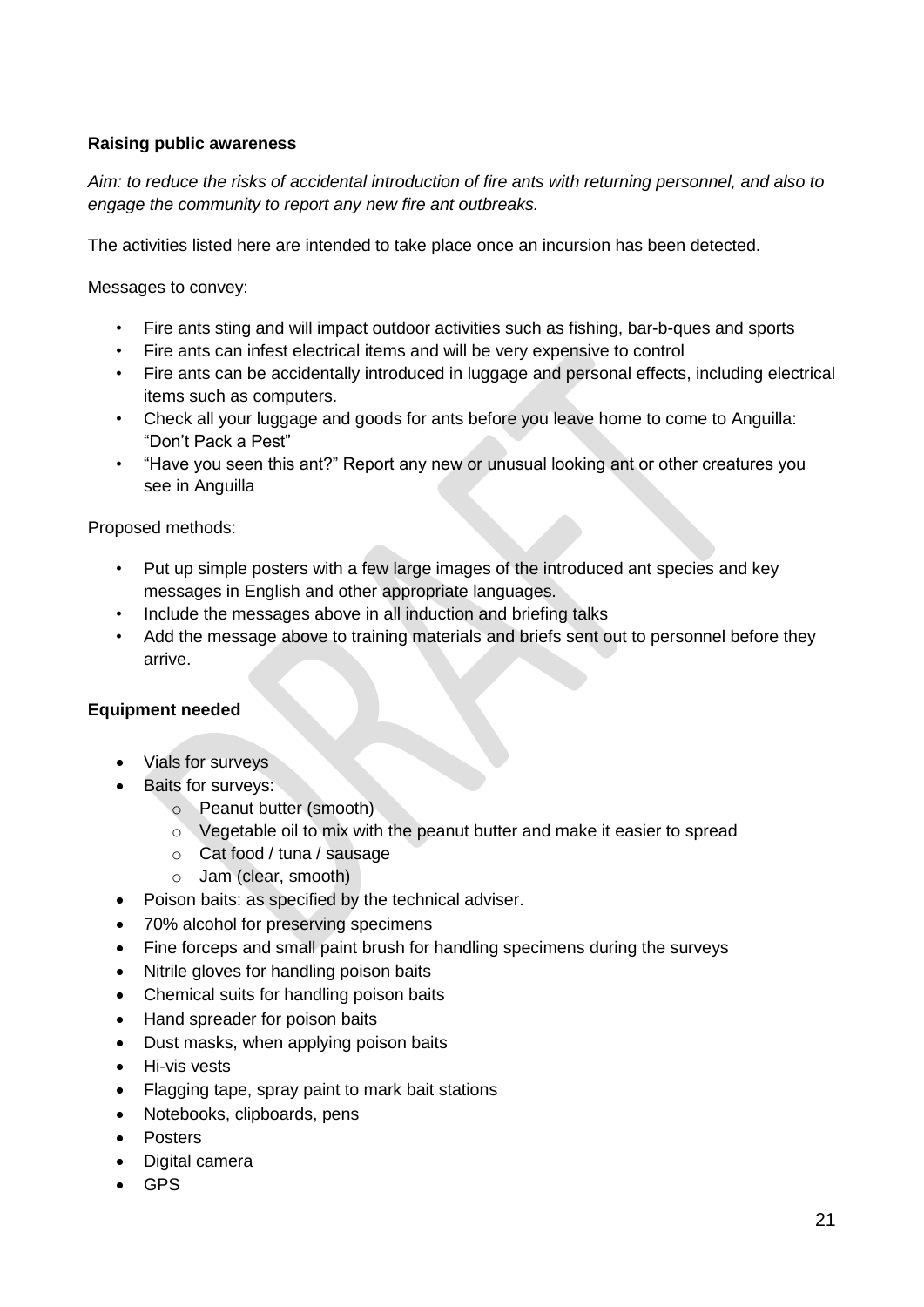**Raising public awareness**

*Aim: to reduce the risks of accidental introduction of fire ants with returning personnel, and also to engage the community to report any new fire ant outbreaks.*

The activities listed here are intended to take place once an incursion has been detected.

Messages to convey:

- Fire ants sting and will impact outdoor activities such as fishing, bar-b-ques and sports
- Fire ants can infest electrical items and will be very expensive to control
- Fire ants can be accidentally introduced in luggage and personal effects, including electrical items such as computers.
- Check all your luggage and goods for ants before you leave home to come to Anguilla: "Don't Pack a Pest"
- "Have you seen this ant?" Report any new or unusual looking ant or other creatures you see in Anguilla

Proposed methods:

- Put up simple posters with a few large images of the introduced ant species and key messages in English and other appropriate languages.
- Include the messages above in all induction and briefing talks
- Add the message above to training materials and briefs sent out to personnel before they arrive.

**Equipment needed**

- Vials for surveys
- Baits for surveys:
  - Peanut butter (smooth)
  - Vegetable oil to mix with the peanut butter and make it easier to spread
  - Cat food / tuna / sausage
  - Jam (clear, smooth)
- Poison baits: as specified by the technical adviser.
- 70% alcohol for preserving specimens
- Fine forceps and small paint brush for handling specimens during the surveys
- Nitrile gloves for handling poison baits
- Chemical suits for handling poison baits
- Hand spreader for poison baits
- Dust masks, when applying poison baits
- Hi-vis vests
- Flagging tape, spray paint to mark bait stations
- Notebooks, clipboards, pens
- Posters
- Digital camera
- GPS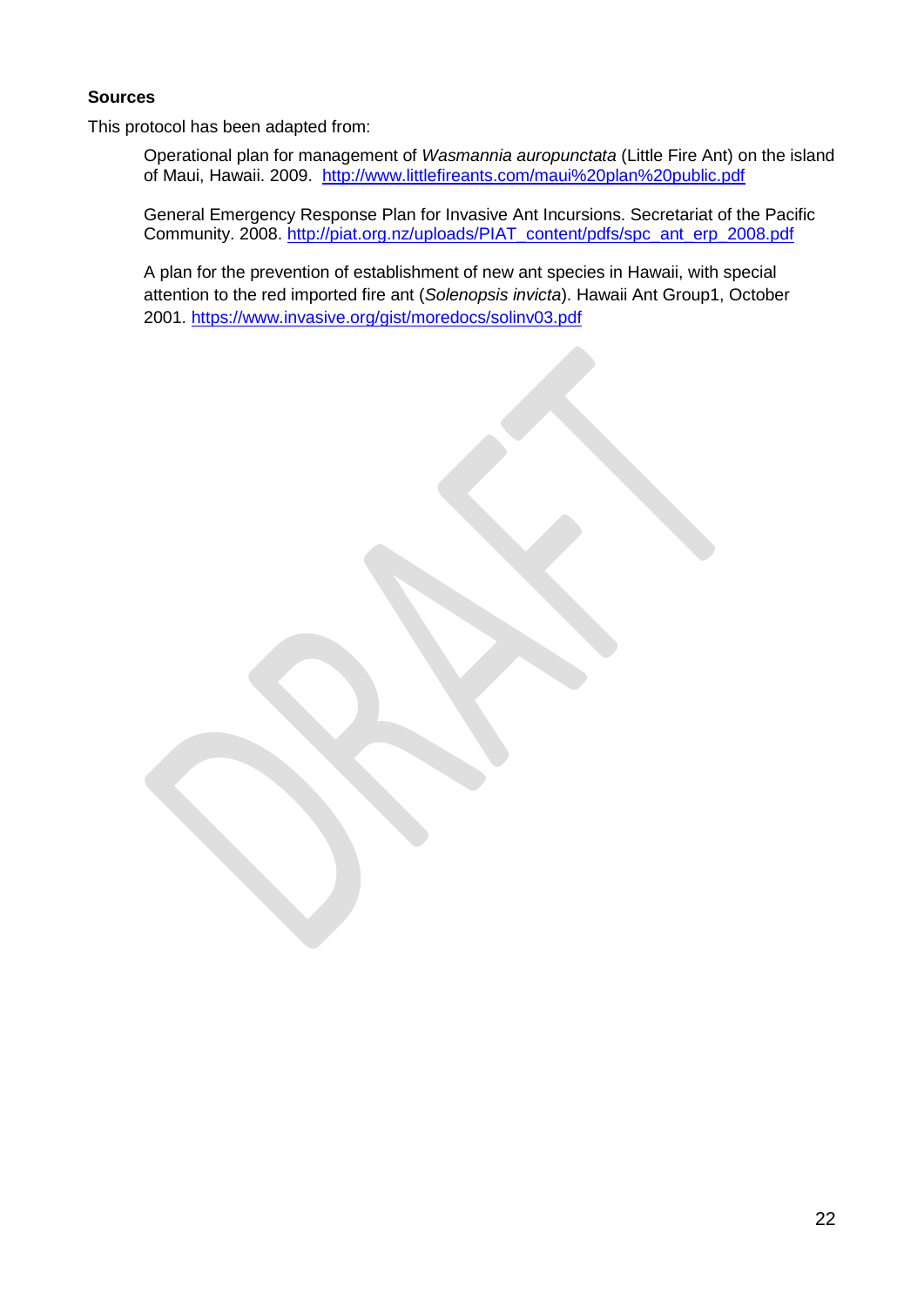**Sources**

This protocol has been adapted from:

Operational plan for management of *Wasmannia auropunctata* (Little Fire Ant) on the island of Maui, Hawaii. 2009. http://www.littlefireants.com/maui%20plan%20public.pdf

General Emergency Response Plan for Invasive Ant Incursions. Secretariat of the Pacific Community. 2008. http://piat.org.nz/uploads/PIAT_content/pdfs/spc_ant_erp_2008.pdf

A plan for the prevention of establishment of new ant species in Hawaii, with special attention to the red imported fire ant (*Solenopsis invicta*). Hawaii Ant Group1, October 2001. https://www.invasive.org/gist/moredocs/solinv03.pdf